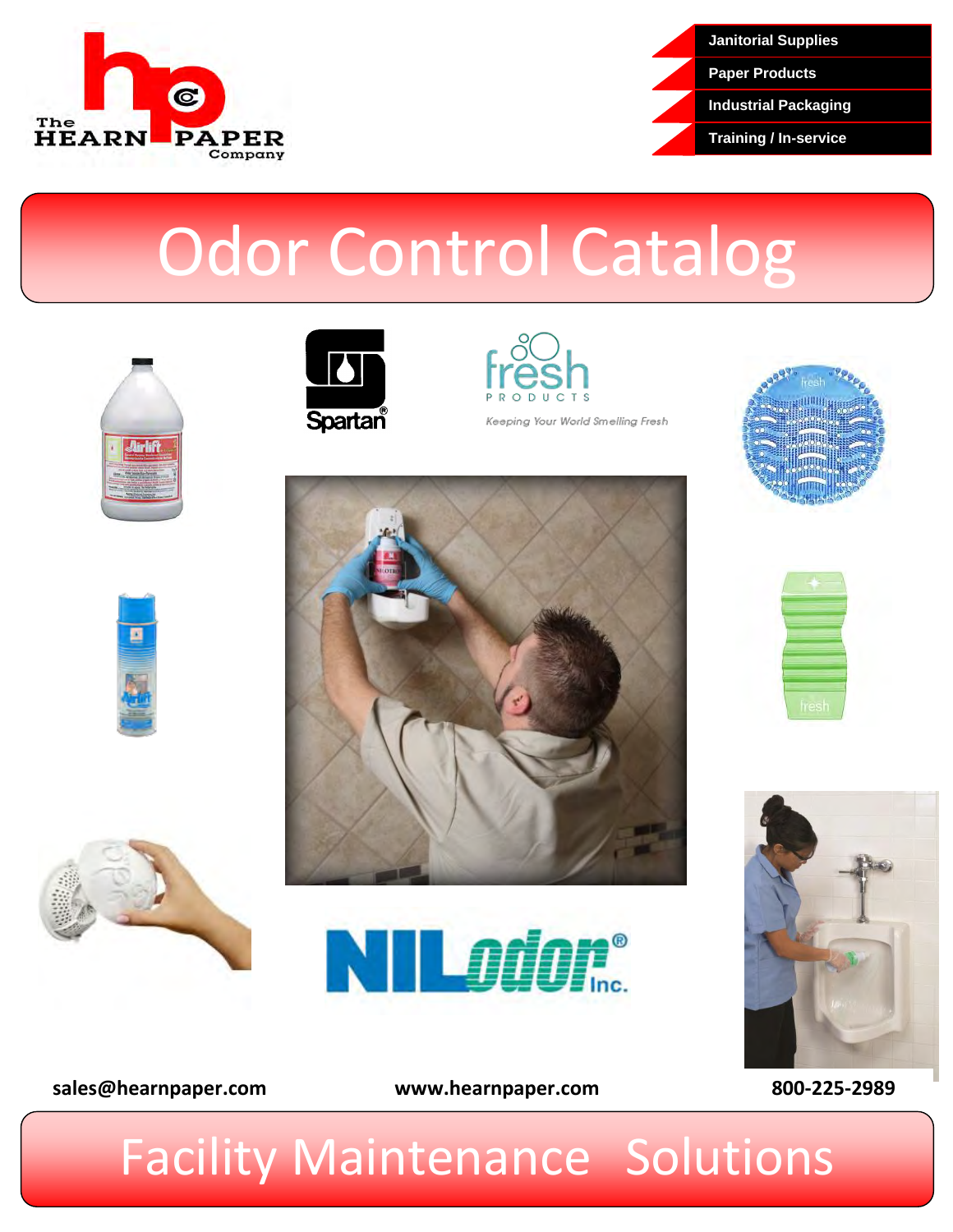The HEARN PAPER Company

- Janitorial Supplies
- Paper Products
- Industrial Packaging
- Training / In-service

# Odor Control Catalog

sales@hearnpaper.com

www.hearnpaper.com

800-225-2989

# Facility Maintenance Solutions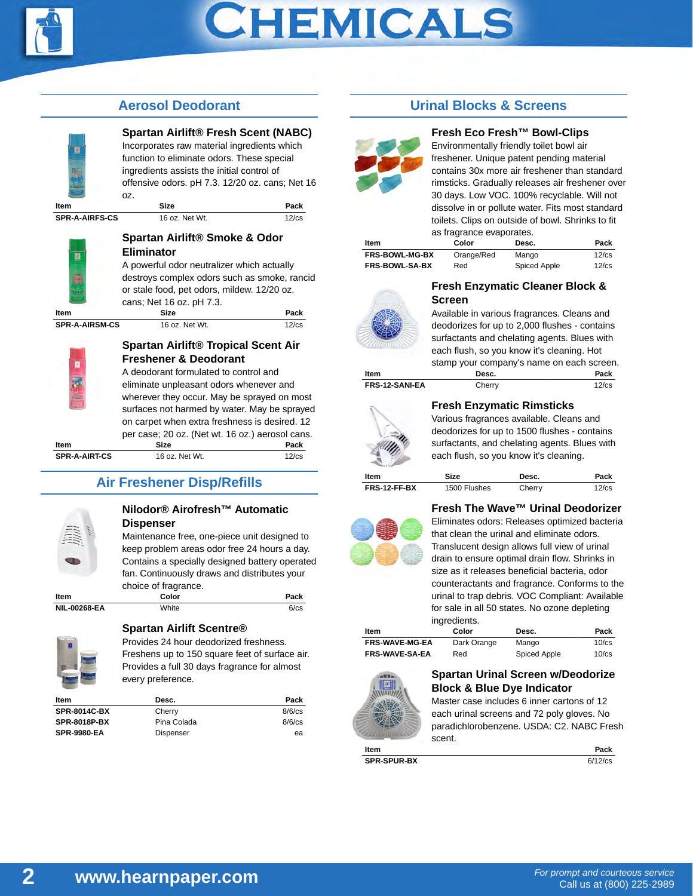# CHEMICALS

## Aerosol Deodorant

### Spartan Airlift® Fresh Scent (NABC)

Incorporates raw material ingredients which function to eliminate odors. These special ingredients assists the initial control of offensive odors. pH 7.3. 12/20 oz. cans; Net 16 oz.

| Item | Size | Pack |
|---|---|---|
| SPR-A-AIRFS-CS | 16 oz. Net Wt. | 12/cs |

### Spartan Airlift® Smoke & Odor Eliminator

A powerful odor neutralizer which actually destroys complex odors such as smoke, rancid or stale food, pet odors, mildew. 12/20 oz. cans; Net 16 oz. pH 7.3.

| Item | Size | Pack |
|---|---|---|
| SPR-A-AIRSM-CS | 16 oz. Net Wt. | 12/cs |

### Spartan Airlift® Tropical Scent Air Freshener & Deodorant

A deodorant formulated to control and eliminate unpleasant odors whenever and wherever they occur. May be sprayed on most surfaces not harmed by water. May be sprayed on carpet when extra freshness is desired. 12 per case; 20 oz. (Net wt. 16 oz.) aerosol cans.

| Item | Size | Pack |
|---|---|---|
| SPR-A-AIRT-CS | 16 oz. Net Wt. | 12/cs |

## Air Freshener Disp/Refills

### Nilodor® Airofresh™ Automatic Dispenser

Maintenance free, one-piece unit designed to keep problem areas odor free 24 hours a day. Contains a specially designed battery operated fan. Continuously draws and distributes your choice of fragrance.

| Item | Color | Pack |
|---|---|---|
| NIL-00268-EA | White | 6/cs |

### Spartan Airlift Scentre®

Provides 24 hour deodorized freshness. Freshens up to 150 square feet of surface air. Provides a full 30 days fragrance for almost every preference.

| Item | Desc. | Pack |
|---|---|---|
| SPR-8014C-BX | Cherry | 8/6/cs |
| SPR-8018P-BX | Pina Colada | 8/6/cs |
| SPR-9980-EA | Dispenser | ea |

## Urinal Blocks & Screens

### Fresh Eco Fresh™ Bowl-Clips

Environmentally friendly toilet bowl air freshener. Unique patent pending material contains 30x more air freshener than standard rimsticks. Gradually releases air freshener over 30 days. Low VOC. 100% recyclable. Will not dissolve in or pollute water. Fits most standard toilets. Clips on outside of bowl. Shrinks to fit as fragrance evaporates.

| Item | Color | Desc. | Pack |
|---|---|---|---|
| FRS-BOWL-MG-BX | Orange/Red | Mango | 12/cs |
| FRS-BOWL-SA-BX | Red | Spiced Apple | 12/cs |

### Fresh Enzymatic Cleaner Block & Screen

Available in various fragrances. Cleans and deodorizes for up to 2,000 flushes - contains surfactants and chelating agents. Blues with each flush, so you know it's cleaning. Hot stamp your company's name on each screen.

| Item | Desc. | Pack |
|---|---|---|
| FRS-12-SANI-EA | Cherry | 12/cs |

### Fresh Enzymatic Rimsticks

Various fragrances available. Cleans and deodorizes for up to 1500 flushes - contains surfactants, and chelating agents. Blues with each flush, so you know it's cleaning.

| Item | Size | Desc. | Pack |
|---|---|---|---|
| FRS-12-FF-BX | 1500 Flushes | Cherry | 12/cs |

### Fresh The Wave™ Urinal Deodorizer

Eliminates odors: Releases optimized bacteria that clean the urinal and eliminate odors. Translucent design allows full view of urinal drain to ensure optimal drain flow. Shrinks in size as it releases beneficial bacteria, odor counteractants and fragrance. Conforms to the urinal to trap debris. VOC Compliant: Available for sale in all 50 states. No ozone depleting ingredients.

| Item | Color | Desc. | Pack |
|---|---|---|---|
| FRS-WAVE-MG-EA | Dark Orange | Mango | 10/cs |
| FRS-WAVE-SA-EA | Red | Spiced Apple | 10/cs |

### Spartan Urinal Screen w/Deodorize Block & Blue Dye Indicator

Master case includes 6 inner cartons of 12 each urinal screens and 72 poly gloves. No paradichlorobenzene. USDA: C2. NABC Fresh scent.

| Item | Pack |
|---|---|
| SPR-SPUR-BX | 6/12/cs |

www.hearnpaper.com

*For prompt and courteous service*
Call us at (800) 225-2989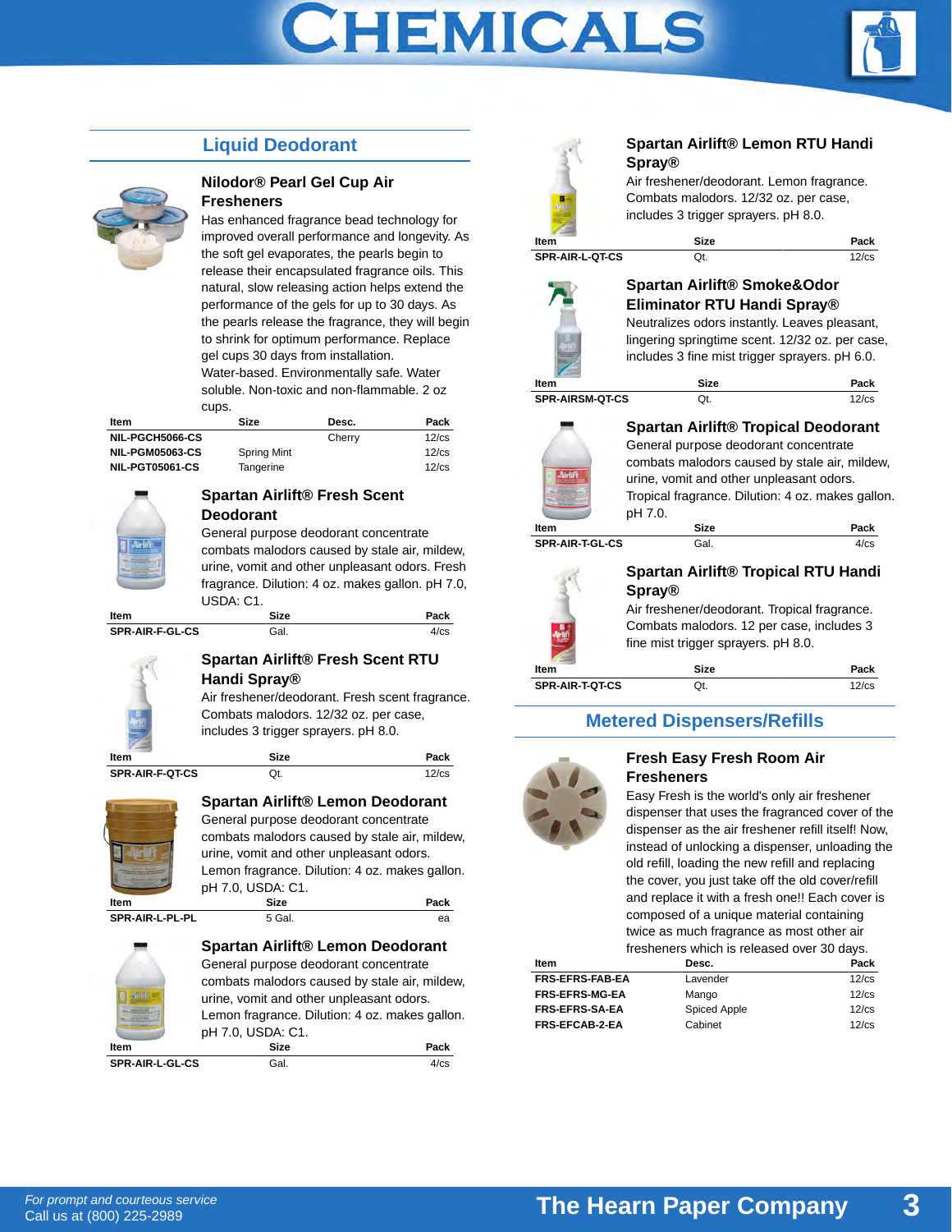# CHEMICALS

## Liquid Deodorant

### Nilodor® Pearl Gel Cup Air Fresheners

Has enhanced fragrance bead technology for improved overall performance and longevity. As the soft gel evaporates, the pearls begin to release their encapsulated fragrance oils. This natural, slow releasing action helps extend the performance of the gels for up to 30 days. As the pearls release the fragrance, they will begin to shrink for optimum performance. Replace gel cups 30 days from installation. Water-based. Environmentally safe. Water soluble. Non-toxic and non-flammable. 2 oz cups.

| Item | Size | Desc. | Pack |
|---|---|---|---|
| NIL-PGCH5066-CS | | Cherry | 12/cs |
| NIL-PGM05063-CS | Spring Mint | | 12/cs |
| NIL-PGT05061-CS | Tangerine | | 12/cs |

### Spartan Airlift® Fresh Scent Deodorant

General purpose deodorant concentrate combats malodors caused by stale air, mildew, urine, vomit and other unpleasant odors. Fresh fragrance. Dilution: 4 oz. makes gallon. pH 7.0, USDA: C1.

| Item | Size | Pack |
|---|---|---|
| SPR-AIR-F-GL-CS | Gal. | 4/cs |

### Spartan Airlift® Fresh Scent RTU Handi Spray®

Air freshener/deodorant. Fresh scent fragrance. Combats malodors. 12/32 oz. per case, includes 3 trigger sprayers. pH 8.0.

| Item | Size | Pack |
|---|---|---|
| SPR-AIR-F-QT-CS | Qt. | 12/cs |

### Spartan Airlift® Lemon Deodorant

General purpose deodorant concentrate combats malodors caused by stale air, mildew, urine, vomit and other unpleasant odors. Lemon fragrance. Dilution: 4 oz. makes gallon. pH 7.0, USDA: C1.

| Item | Size | Pack |
|---|---|---|
| SPR-AIR-L-PL-PL | 5 Gal. | ea |

### Spartan Airlift® Lemon Deodorant

General purpose deodorant concentrate combats malodors caused by stale air, mildew, urine, vomit and other unpleasant odors. Lemon fragrance. Dilution: 4 oz. makes gallon. pH 7.0, USDA: C1.

| Item | Size | Pack |
|---|---|---|
| SPR-AIR-L-GL-CS | Gal. | 4/cs |

### Spartan Airlift® Lemon RTU Handi Spray®

Air freshener/deodorant. Lemon fragrance. Combats malodors. 12/32 oz. per case, includes 3 trigger sprayers. pH 8.0.

| Item | Size | Pack |
|---|---|---|
| SPR-AIR-L-QT-CS | Qt. | 12/cs |

### Spartan Airlift® Smoke&Odor Eliminator RTU Handi Spray®

Neutralizes odors instantly. Leaves pleasant, lingering springtime scent. 12/32 oz. per case, includes 3 fine mist trigger sprayers. pH 6.0.

| Item | Size | Pack |
|---|---|---|
| SPR-AIRSM-QT-CS | Qt. | 12/cs |

### Spartan Airlift® Tropical Deodorant

General purpose deodorant concentrate combats malodors caused by stale air, mildew, urine, vomit and other unpleasant odors. Tropical fragrance. Dilution: 4 oz. makes gallon. pH 7.0.

| Item | Size | Pack |
|---|---|---|
| SPR-AIR-T-GL-CS | Gal. | 4/cs |

### Spartan Airlift® Tropical RTU Handi Spray®

Air freshener/deodorant. Tropical fragrance. Combats malodors. 12 per case, includes 3 fine mist trigger sprayers. pH 8.0.

| Item | Size | Pack |
|---|---|---|
| SPR-AIR-T-QT-CS | Qt. | 12/cs |

## Metered Dispensers/Refills

### Fresh Easy Fresh Room Air Fresheners

Easy Fresh is the world's only air freshener dispenser that uses the fragranced cover of the dispenser as the air freshener refill itself! Now, instead of unlocking a dispenser, unloading the old refill, loading the new refill and replacing the cover, you just take off the old cover/refill and replace it with a fresh one!! Each cover is composed of a unique material containing twice as much fragrance as most other air fresheners which is released over 30 days.

| Item | Desc. | Pack |
|---|---|---|
| FRS-EFRS-FAB-EA | Lavender | 12/cs |
| FRS-EFRS-MG-EA | Mango | 12/cs |
| FRS-EFRS-SA-EA | Spiced Apple | 12/cs |
| FRS-EFCAB-2-EA | Cabinet | 12/cs |

*For prompt and courteous service*
Call us at (800) 225-2989

**The Hearn Paper Company**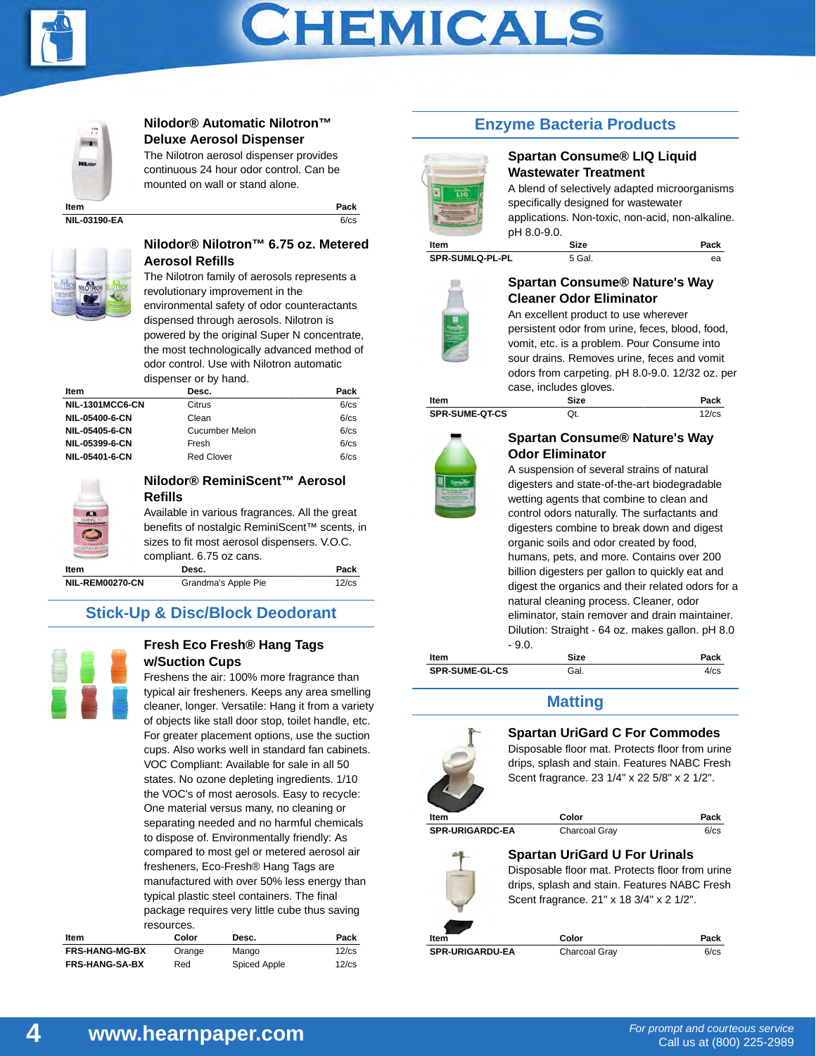# CHEMICALS

### Nilodor® Automatic Nilotron™ Deluxe Aerosol Dispenser

The Nilotron aerosol dispenser provides continuous 24 hour odor control. Can be mounted on wall or stand alone.

| Item | Pack |
|---|---|
| NIL-03190-EA | 6/cs |

### Nilodor® Nilotron™ 6.75 oz. Metered Aerosol Refills

The Nilotron family of aerosols represents a revolutionary improvement in the environmental safety of odor counteractants dispensed through aerosols. Nilotron is powered by the original Super N concentrate, the most technologically advanced method of odor control. Use with Nilotron automatic dispenser or by hand.

| Item | Desc. | Pack |
|---|---|---|
| NIL-1301MCC6-CN | Citrus | 6/cs |
| NIL-05400-6-CN | Clean | 6/cs |
| NIL-05405-6-CN | Cucumber Melon | 6/cs |
| NIL-05399-6-CN | Fresh | 6/cs |
| NIL-05401-6-CN | Red Clover | 6/cs |

### Nilodor® ReminiScent™ Aerosol Refills

Available in various fragrances. All the great benefits of nostalgic ReminiScent™ scents, in sizes to fit most aerosol dispensers. V.O.C. compliant. 6.75 oz cans.

| Item | Desc. | Pack |
|---|---|---|
| NIL-REM00270-CN | Grandma's Apple Pie | 12/cs |

## Stick-Up & Disc/Block Deodorant

### Fresh Eco Fresh® Hang Tags w/Suction Cups

Freshens the air: 100% more fragrance than typical air fresheners. Keeps any area smelling cleaner, longer. Versatile: Hang it from a variety of objects like stall door stop, toilet handle, etc. For greater placement options, use the suction cups. Also works well in standard fan cabinets. VOC Compliant: Available for sale in all 50 states. No ozone depleting ingredients. 1/10 the VOC's of most aerosols. Easy to recycle: One material versus many, no cleaning or separating needed and no harmful chemicals to dispose of. Environmentally friendly: As compared to most gel or metered aerosol air fresheners, Eco-Fresh® Hang Tags are manufactured with over 50% less energy than typical plastic steel containers. The final package requires very little cube thus saving resources.

| Item | Color | Desc. | Pack |
|---|---|---|---|
| FRS-HANG-MG-BX | Orange | Mango | 12/cs |
| FRS-HANG-SA-BX | Red | Spiced Apple | 12/cs |

## Enzyme Bacteria Products

### Spartan Consume® LIQ Liquid Wastewater Treatment

A blend of selectively adapted microorganisms specifically designed for wastewater applications. Non-toxic, non-acid, non-alkaline. pH 8.0-9.0.

| Item | Size | Pack |
|---|---|---|
| SPR-SUMLQ-PL-PL | 5 Gal. | ea |

### Spartan Consume® Nature's Way Cleaner Odor Eliminator

An excellent product to use wherever persistent odor from urine, feces, blood, food, vomit, etc. is a problem. Pour Consume into sour drains. Removes urine, feces and vomit odors from carpeting. pH 8.0-9.0. 12/32 oz. per case, includes gloves.

| Item | Size | Pack |
|---|---|---|
| SPR-SUME-QT-CS | Qt. | 12/cs |

### Spartan Consume® Nature's Way Odor Eliminator

A suspension of several strains of natural digesters and state-of-the-art biodegradable wetting agents that combine to clean and control odors naturally. The surfactants and digesters combine to break down and digest organic soils and odor created by food, humans, pets, and more. Contains over 200 billion digesters per gallon to quickly eat and digest the organics and their related odors for a natural cleaning process. Cleaner, odor eliminator, stain remover and drain maintainer. Dilution: Straight - 64 oz. makes gallon. pH 8.0 - 9.0.

| Item | Size | Pack |
|---|---|---|
| SPR-SUME-GL-CS | Gal. | 4/cs |

## Matting

### Spartan UriGard C For Commodes

Disposable floor mat. Protects floor from urine drips, splash and stain. Features NABC Fresh Scent fragrance. 23 1/4" x 22 5/8" x 2 1/2".

| Item | Color | Pack |
|---|---|---|
| SPR-URIGARDC-EA | Charcoal Gray | 6/cs |

### Spartan UriGard U For Urinals

Disposable floor mat. Protects floor from urine drips, splash and stain. Features NABC Fresh Scent fragrance. 21" x 18 3/4" x 2 1/2".

| Item | Color | Pack |
|---|---|---|
| SPR-URIGARDU-EA | Charcoal Gray | 6/cs |

www.hearnpaper.com

*For prompt and courteous service*
Call us at (800) 225-2989